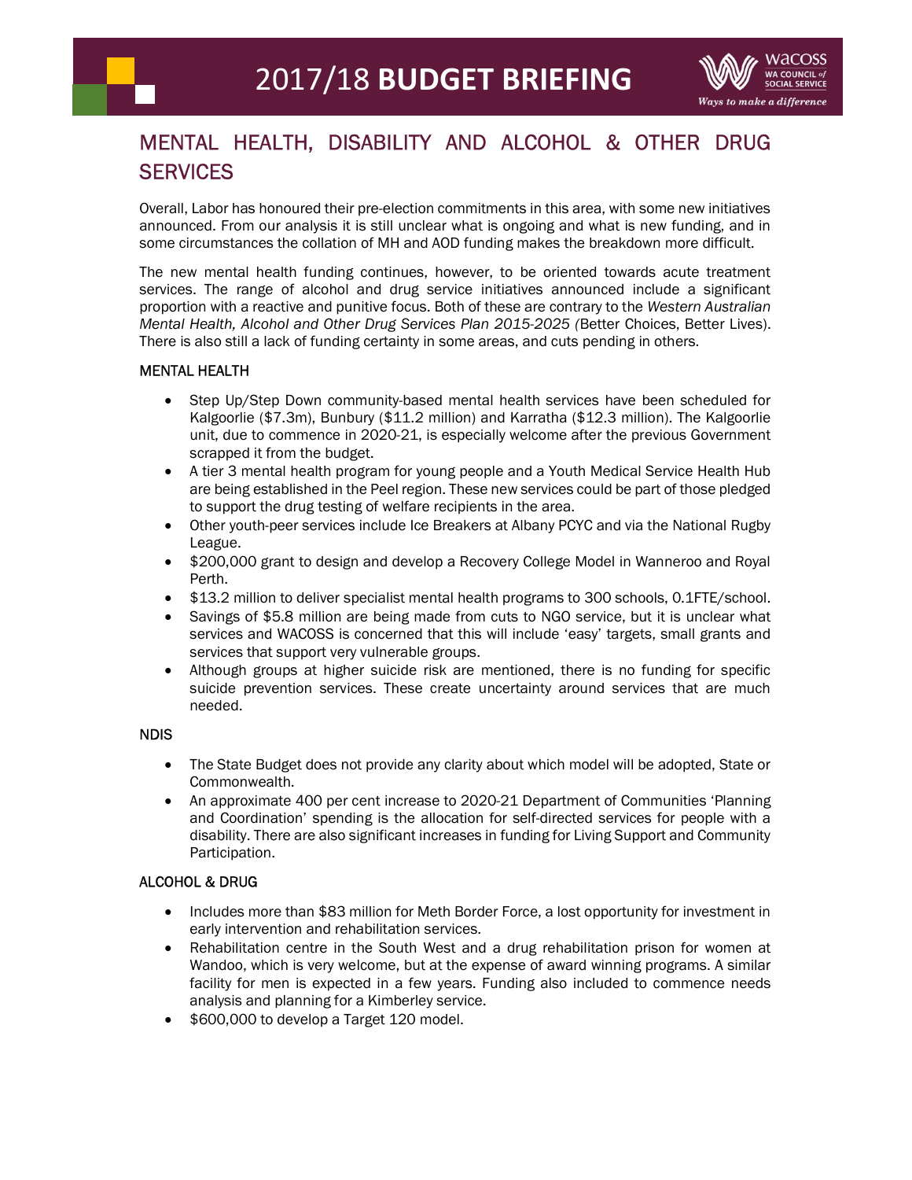# 2017/18 **BUDGET BRIEFING**

## MENTAL HEALTH, DISABILITY AND ALCOHOL & OTHER DRUG SERVICES

Overall, Labor has honoured their pre-election commitments in this area, with some new initiatives announced. From our analysis it is still unclear what is ongoing and what is new funding, and in some circumstances the collation of MH and AOD funding makes the breakdown more difficult.

The new mental health funding continues, however, to be oriented towards acute treatment services. The range of alcohol and drug service initiatives announced include a significant proportion with a reactive and punitive focus. Both of these are contrary to the *Western Australian Mental Health, Alcohol and Other Drug Services Plan 2015-2025 (*Better Choices, Better Lives). There is also still a lack of funding certainty in some areas, and cuts pending in others.

### MENTAL HEALTH

- Step Up/Step Down community-based mental health services have been scheduled for Kalgoorlie ($7.3m), Bunbury ($11.2 million) and Karratha ($12.3 million). The Kalgoorlie unit, due to commence in 2020-21, is especially welcome after the previous Government scrapped it from the budget.
- A tier 3 mental health program for young people and a Youth Medical Service Health Hub are being established in the Peel region. These new services could be part of those pledged to support the drug testing of welfare recipients in the area.
- Other youth-peer services include Ice Breakers at Albany PCYC and via the National Rugby League.
- $200,000 grant to design and develop a Recovery College Model in Wanneroo and Royal Perth.
- $13.2 million to deliver specialist mental health programs to 300 schools, 0.1FTE/school.
- Savings of $5.8 million are being made from cuts to NGO service, but it is unclear what services and WACOSS is concerned that this will include 'easy' targets, small grants and services that support very vulnerable groups.
- Although groups at higher suicide risk are mentioned, there is no funding for specific suicide prevention services. These create uncertainty around services that are much needed.

### NDIS

- The State Budget does not provide any clarity about which model will be adopted, State or Commonwealth.
- An approximate 400 per cent increase to 2020-21 Department of Communities 'Planning and Coordination' spending is the allocation for self-directed services for people with a disability. There are also significant increases in funding for Living Support and Community Participation.

### ALCOHOL & DRUG

- Includes more than $83 million for Meth Border Force, a lost opportunity for investment in early intervention and rehabilitation services.
- Rehabilitation centre in the South West and a drug rehabilitation prison for women at Wandoo, which is very welcome, but at the expense of award winning programs. A similar facility for men is expected in a few years. Funding also included to commence needs analysis and planning for a Kimberley service.
- $600,000 to develop a Target 120 model.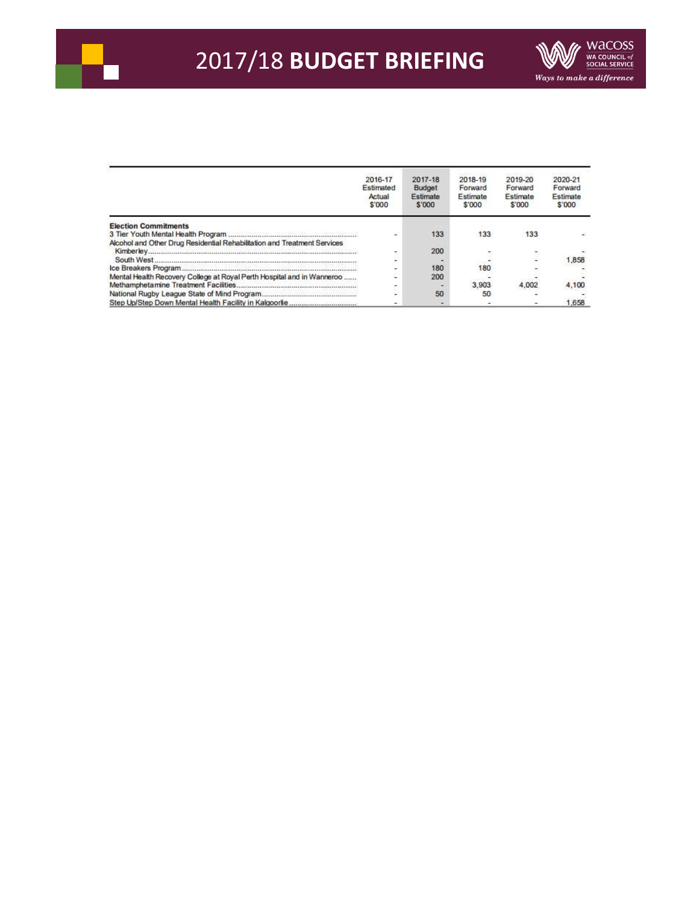| | 2016-17 Estimated Actual $'000 | 2017-18 Budget Estimate $'000 | 2018-19 Forward Estimate $'000 | 2019-20 Forward Estimate $'000 | 2020-21 Forward Estimate $'000 |
|---|---|---|---|---|---|
| **Election Commitments** | | | | | |
| 3 Tier Youth Mental Health Program | - | 133 | 133 | 133 | - |
| Alcohol and Other Drug Residential Rehabilitation and Treatment Services | | | | | |
| Kimberley | - | 200 | - | - | - |
| South West | - | - | - | - | 1,858 |
| Ice Breakers Program | - | 180 | 180 | - | - |
| Mental Health Recovery College at Royal Perth Hospital and in Wanneroo | - | 200 | - | - | - |
| Methamphetamine Treatment Facilities | - | - | 3,903 | 4,002 | 4,100 |
| National Rugby League State of Mind Program | - | 50 | 50 | - | - |
| Step Up/Step Down Mental Health Facility in Kalgoorlie | - | - | - | - | 1,658 |